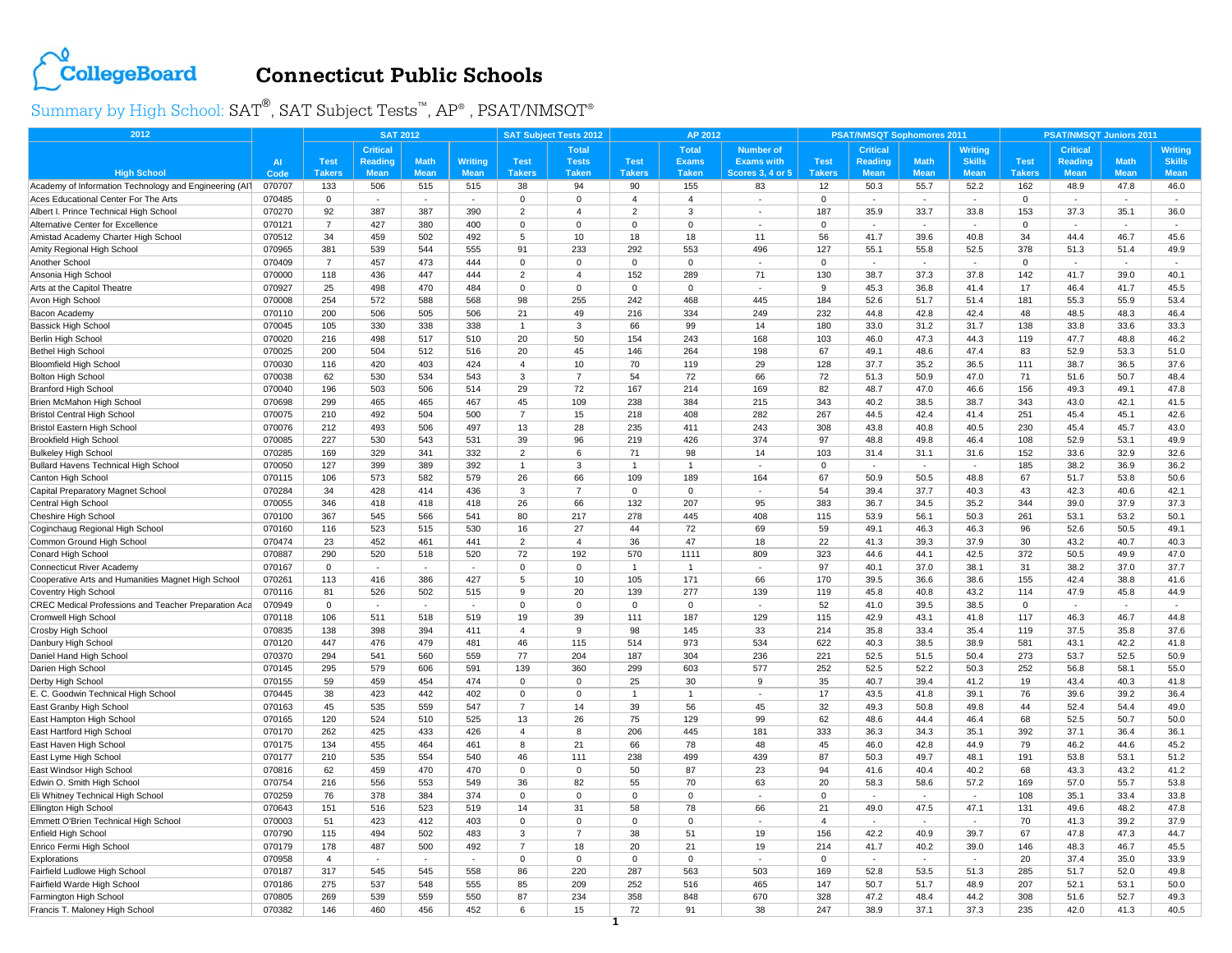# Connecticut Public Schools

## Summary by High School: SAT®, SAT Subject Tests™, AP®, PSAT/NMSQT®

| 2012 | | SAT 2012 | | | | SAT Subject Tests 2012 | | AP 2012 | | | PSAT/NMSQT Sophomores 2011 | | | | PSAT/NMSQT Juniors 2011 | | | |
|---|---|---|---|---|---|---|---|---|---|---|---|---|---|---|---|---|---|---|
| High School | AI Code | Test Takers | Critical Reading Mean | Math Mean | Writing Mean | Test Takers | Total Tests Taken | Test Takers | Total Exams Taken | Number of Exams with Scores 3, 4 or 5 | Test Takers | Critical Reading Mean | Math Mean | Writing Skills Mean | Test Takers | Critical Reading Mean | Math Mean | Writing Skills Mean |
| Academy of Information Technology and Engineering (AIT | 070707 | 133 | 506 | 515 | 515 | 38 | 94 | 90 | 155 | 83 | 12 | 50.3 | 55.7 | 52.2 | 162 | 48.9 | 47.8 | 46.0 |
| Aces Educational Center For The Arts | 070485 | 0 | - | - | - | 0 | 0 | 4 | 4 | - | 0 | - | - | - | 0 | - | - | - |
| Albert I. Prince Technical High School | 070270 | 92 | 387 | 387 | 390 | 2 | 4 | 2 | 3 | - | 187 | 35.9 | 33.7 | 33.8 | 153 | 37.3 | 35.1 | 36.0 |
| Alternative Center for Excellence | 070121 | 7 | 427 | 380 | 400 | 0 | 0 | 0 | 0 | - | 0 | - | - | - | 0 | - | - | - |
| Amistad Academy Charter High School | 070512 | 34 | 459 | 502 | 492 | 5 | 10 | 18 | 18 | 11 | 56 | 41.7 | 39.6 | 40.8 | 34 | 44.4 | 46.7 | 45.6 |
| Amity Regional High School | 070965 | 381 | 539 | 544 | 555 | 91 | 233 | 292 | 553 | 496 | 127 | 55.1 | 55.8 | 52.5 | 378 | 51.3 | 51.4 | 49.9 |
| Another School | 070409 | 7 | 457 | 473 | 444 | 0 | 0 | 0 | 0 | - | 0 | - | - | - | 0 | - | - | - |
| Ansonia High School | 070000 | 118 | 436 | 447 | 444 | 2 | 4 | 152 | 289 | 71 | 130 | 38.7 | 37.3 | 37.8 | 142 | 41.7 | 39.0 | 40.1 |
| Arts at the Capitol Theatre | 070927 | 25 | 498 | 470 | 484 | 0 | 0 | 0 | 0 | - | 9 | 45.3 | 36.8 | 41.4 | 17 | 46.4 | 41.7 | 45.5 |
| Avon High School | 070008 | 254 | 572 | 588 | 568 | 98 | 255 | 242 | 468 | 445 | 184 | 52.6 | 51.7 | 51.4 | 181 | 55.3 | 55.9 | 53.4 |
| Bacon Academy | 070110 | 200 | 506 | 505 | 506 | 21 | 49 | 216 | 334 | 249 | 232 | 44.8 | 42.8 | 42.4 | 48 | 48.5 | 48.3 | 46.4 |
| Bassick High School | 070045 | 105 | 330 | 338 | 338 | 1 | 3 | 66 | 99 | 14 | 180 | 33.0 | 31.2 | 31.7 | 138 | 33.8 | 33.6 | 33.3 |
| Berlin High School | 070020 | 216 | 498 | 517 | 510 | 20 | 50 | 154 | 243 | 168 | 103 | 46.0 | 47.3 | 44.3 | 119 | 47.7 | 48.8 | 46.2 |
| Bethel High School | 070025 | 200 | 504 | 512 | 516 | 20 | 45 | 146 | 264 | 198 | 67 | 49.1 | 48.6 | 47.4 | 83 | 52.9 | 53.3 | 51.0 |
| Bloomfield High School | 070030 | 116 | 420 | 403 | 424 | 4 | 10 | 70 | 119 | 29 | 128 | 37.7 | 35.2 | 36.5 | 111 | 38.7 | 36.5 | 37.6 |
| Bolton High School | 070038 | 62 | 530 | 534 | 543 | 3 | 7 | 54 | 72 | 66 | 72 | 51.3 | 50.9 | 47.0 | 71 | 51.6 | 50.7 | 48.4 |
| Branford High School | 070040 | 196 | 503 | 506 | 514 | 29 | 72 | 167 | 214 | 169 | 82 | 48.7 | 47.0 | 46.6 | 156 | 49.3 | 49.1 | 47.8 |
| Brien McMahon High School | 070698 | 299 | 465 | 465 | 467 | 45 | 109 | 238 | 384 | 215 | 343 | 40.2 | 38.5 | 38.7 | 343 | 43.0 | 42.1 | 41.5 |
| Bristol Central High School | 070075 | 210 | 492 | 504 | 500 | 7 | 15 | 218 | 408 | 282 | 267 | 44.5 | 42.4 | 41.4 | 251 | 45.4 | 45.1 | 42.6 |
| Bristol Eastern High School | 070076 | 212 | 493 | 506 | 497 | 13 | 28 | 235 | 411 | 243 | 308 | 43.8 | 40.8 | 40.5 | 230 | 45.4 | 45.7 | 43.0 |
| Brookfield High School | 070085 | 227 | 530 | 543 | 531 | 39 | 96 | 219 | 426 | 374 | 97 | 48.8 | 49.8 | 46.4 | 108 | 52.9 | 53.1 | 49.9 |
| Bulkeley High School | 070285 | 169 | 329 | 341 | 332 | 2 | 6 | 71 | 98 | 14 | 103 | 31.4 | 31.1 | 31.6 | 152 | 33.6 | 32.9 | 32.6 |
| Bullard Havens Technical High School | 070050 | 127 | 399 | 389 | 392 | 1 | 3 | 1 | 1 | - | 0 | - | - | - | 185 | 38.2 | 36.9 | 36.2 |
| Canton High School | 070115 | 106 | 573 | 582 | 579 | 26 | 66 | 109 | 189 | 164 | 67 | 50.9 | 50.5 | 48.8 | 67 | 51.7 | 53.8 | 50.6 |
| Capital Preparatory Magnet School | 070284 | 34 | 428 | 414 | 436 | 3 | 7 | 0 | 0 | - | 54 | 39.4 | 37.7 | 40.3 | 43 | 42.3 | 40.6 | 42.1 |
| Central High School | 070055 | 346 | 418 | 418 | 418 | 26 | 66 | 132 | 207 | 95 | 383 | 36.7 | 34.5 | 35.2 | 344 | 39.0 | 37.9 | 37.3 |
| Cheshire High School | 070100 | 367 | 545 | 566 | 541 | 80 | 217 | 278 | 445 | 408 | 115 | 53.9 | 56.1 | 50.3 | 261 | 53.1 | 53.2 | 50.1 |
| Coginchaug Regional High School | 070160 | 116 | 523 | 515 | 530 | 16 | 27 | 44 | 72 | 69 | 59 | 49.1 | 46.3 | 46.3 | 96 | 52.6 | 50.5 | 49.1 |
| Common Ground High School | 070474 | 23 | 452 | 461 | 441 | 2 | 4 | 36 | 47 | 18 | 22 | 41.3 | 39.3 | 37.9 | 30 | 43.2 | 40.7 | 40.3 |
| Conard High School | 070887 | 290 | 520 | 518 | 520 | 72 | 192 | 570 | 1111 | 809 | 323 | 44.6 | 44.1 | 42.5 | 372 | 50.5 | 49.9 | 47.0 |
| Connecticut River Academy | 070167 | 0 | - | - | - | 0 | 0 | 1 | 1 | - | 97 | 40.1 | 37.0 | 38.1 | 31 | 38.2 | 37.0 | 37.7 |
| Cooperative Arts and Humanities Magnet High School | 070261 | 113 | 416 | 386 | 427 | 5 | 10 | 105 | 171 | 66 | 170 | 39.5 | 36.6 | 38.6 | 155 | 42.4 | 38.8 | 41.6 |
| Coventry High School | 070116 | 81 | 526 | 502 | 515 | 9 | 20 | 139 | 277 | 139 | 119 | 45.8 | 40.8 | 43.2 | 114 | 47.9 | 45.8 | 44.9 |
| CREC Medical Professions and Teacher Preparation Aca | 070949 | 0 | - | - | - | 0 | 0 | 0 | 0 | - | 52 | 41.0 | 39.5 | 38.5 | 0 | - | - | - |
| Cromwell High School | 070118 | 106 | 511 | 518 | 519 | 19 | 39 | 111 | 187 | 129 | 115 | 42.9 | 43.1 | 41.8 | 117 | 46.3 | 46.7 | 44.8 |
| Crosby High School | 070835 | 138 | 398 | 394 | 411 | 4 | 9 | 98 | 145 | 33 | 214 | 35.8 | 33.4 | 35.4 | 119 | 37.5 | 35.8 | 37.6 |
| Danbury High School | 070120 | 447 | 476 | 479 | 481 | 46 | 115 | 514 | 973 | 534 | 622 | 40.3 | 38.5 | 38.9 | 581 | 43.1 | 42.2 | 41.8 |
| Daniel Hand High School | 070370 | 294 | 541 | 560 | 559 | 77 | 204 | 187 | 304 | 236 | 221 | 52.5 | 51.5 | 50.4 | 273 | 53.7 | 52.5 | 50.9 |
| Darien High School | 070145 | 295 | 579 | 606 | 591 | 139 | 360 | 299 | 603 | 577 | 252 | 52.5 | 52.2 | 50.3 | 252 | 56.8 | 58.1 | 55.0 |
| Derby High School | 070155 | 59 | 459 | 454 | 474 | 0 | 0 | 25 | 30 | 9 | 35 | 40.7 | 39.4 | 41.2 | 19 | 43.4 | 40.3 | 41.8 |
| E. C. Goodwin Technical High School | 070445 | 38 | 423 | 442 | 402 | 0 | 0 | 1 | 1 | - | 17 | 43.5 | 41.8 | 39.1 | 76 | 39.6 | 39.2 | 36.4 |
| East Granby High School | 070163 | 45 | 535 | 559 | 547 | 7 | 14 | 39 | 56 | 45 | 32 | 49.3 | 50.8 | 49.8 | 44 | 52.4 | 54.4 | 49.0 |
| East Hampton High School | 070165 | 120 | 524 | 510 | 525 | 13 | 26 | 75 | 129 | 99 | 62 | 48.6 | 44.4 | 46.4 | 68 | 52.5 | 50.7 | 50.0 |
| East Hartford High School | 070170 | 262 | 425 | 433 | 426 | 4 | 8 | 206 | 445 | 181 | 333 | 36.3 | 34.3 | 35.1 | 392 | 37.1 | 36.4 | 36.1 |
| East Haven High School | 070175 | 134 | 455 | 464 | 461 | 8 | 21 | 66 | 78 | 48 | 45 | 46.0 | 42.8 | 44.9 | 79 | 46.2 | 44.6 | 45.2 |
| East Lyme High School | 070177 | 210 | 535 | 554 | 540 | 46 | 111 | 238 | 499 | 439 | 87 | 50.3 | 49.7 | 48.1 | 191 | 53.8 | 53.1 | 51.2 |
| East Windsor High School | 070816 | 62 | 459 | 470 | 470 | 0 | 0 | 50 | 87 | 23 | 94 | 41.6 | 40.4 | 40.2 | 68 | 43.3 | 43.2 | 41.2 |
| Edwin O. Smith High School | 070754 | 216 | 556 | 553 | 549 | 36 | 82 | 55 | 70 | 63 | 20 | 58.3 | 58.6 | 57.2 | 169 | 57.0 | 55.7 | 53.8 |
| Eli Whitney Technical High School | 070259 | 76 | 378 | 384 | 374 | 0 | 0 | 0 | 0 | - | 0 | - | - | - | 108 | 35.1 | 33.4 | 33.8 |
| Ellington High School | 070643 | 151 | 516 | 523 | 519 | 14 | 31 | 58 | 78 | 66 | 21 | 49.0 | 47.5 | 47.1 | 131 | 49.6 | 48.2 | 47.8 |
| Emmett O'Brien Technical High School | 070003 | 51 | 423 | 412 | 403 | 0 | 0 | 0 | 0 | - | 4 | - | - | - | 70 | 41.3 | 39.2 | 37.9 |
| Enfield High School | 070790 | 115 | 494 | 502 | 483 | 3 | 7 | 38 | 51 | 19 | 156 | 42.2 | 40.9 | 39.7 | 67 | 47.8 | 47.3 | 44.7 |
| Enrico Fermi High School | 070179 | 178 | 487 | 500 | 492 | 7 | 18 | 20 | 21 | 19 | 214 | 41.7 | 40.2 | 39.0 | 146 | 48.3 | 46.7 | 45.5 |
| Explorations | 070958 | 4 | - | - | - | 0 | 0 | 0 | 0 | - | 0 | - | - | - | 20 | 37.4 | 35.0 | 33.9 |
| Fairfield Ludlowe High School | 070187 | 317 | 545 | 545 | 558 | 86 | 220 | 287 | 563 | 503 | 169 | 52.8 | 53.5 | 51.3 | 285 | 51.7 | 52.0 | 49.8 |
| Fairfield Warde High School | 070186 | 275 | 537 | 548 | 555 | 85 | 209 | 252 | 516 | 465 | 147 | 50.7 | 51.7 | 48.9 | 207 | 52.1 | 53.1 | 50.0 |
| Farmington High School | 070805 | 269 | 539 | 559 | 550 | 87 | 234 | 358 | 848 | 670 | 328 | 47.2 | 48.4 | 44.2 | 308 | 51.6 | 52.7 | 49.3 |
| Francis T. Maloney High School | 070382 | 146 | 460 | 456 | 452 | 6 | 15 | 72 | 91 | 38 | 247 | 38.9 | 37.1 | 37.3 | 235 | 42.0 | 41.3 | 40.5 |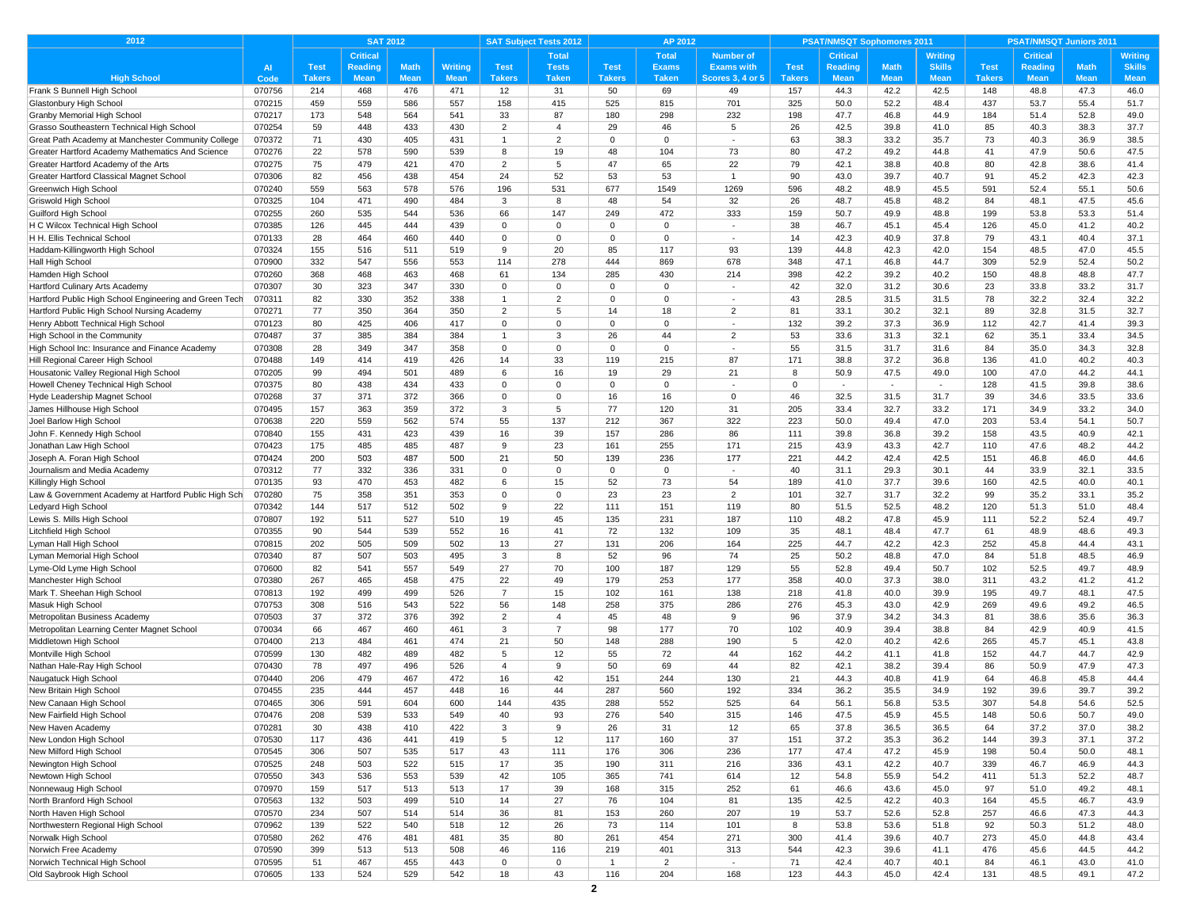| 2012 | | SAT 2012 | | | | SAT Subject Tests 2012 | | AP 2012 | | | PSAT/NMSQT Sophomores 2011 | | | | PSAT/NMSQT Juniors 2011 | | | |
|---|---|---|---|---|---|---|---|---|---|---|---|---|---|---|---|---|---|---|
| High School | AI Code | Test Takers | Critical Reading Mean | Math Mean | Writing Mean | Test Takers | Total Tests Taken | Test Takers | Total Exams Taken | Number of Exams with Scores 3, 4 or 5 | Test Takers | Critical Reading Mean | Math Mean | Writing Skills Mean | Test Takers | Critical Reading Mean | Math Mean | Writing Skills Mean |
| Frank S Bunnell High School | 070756 | 214 | 468 | 476 | 471 | 12 | 31 | 50 | 69 | 49 | 157 | 44.3 | 42.2 | 42.5 | 148 | 48.8 | 47.3 | 46.0 |
| Glastonbury High School | 070215 | 459 | 559 | 586 | 557 | 158 | 415 | 525 | 815 | 701 | 325 | 50.0 | 52.2 | 48.4 | 437 | 53.7 | 55.4 | 51.7 |
| Granby Memorial High School | 070217 | 173 | 548 | 564 | 541 | 33 | 87 | 180 | 298 | 232 | 198 | 47.7 | 46.8 | 44.9 | 184 | 51.4 | 52.8 | 49.0 |
| Grasso Southeastern Technical High School | 070254 | 59 | 448 | 433 | 430 | 2 | 4 | 29 | 46 | 5 | 26 | 42.5 | 39.8 | 41.0 | 85 | 40.3 | 38.3 | 37.7 |
| Great Path Academy at Manchester Community College | 070372 | 71 | 430 | 405 | 431 | 1 | 2 | 0 | 0 | - | 63 | 38.3 | 33.2 | 35.7 | 73 | 40.3 | 36.9 | 38.5 |
| Greater Hartford Academy Mathematics And Science | 070276 | 22 | 578 | 590 | 539 | 8 | 19 | 48 | 104 | 73 | 80 | 47.2 | 49.2 | 44.8 | 41 | 47.9 | 50.6 | 47.5 |
| Greater Hartford Academy of the Arts | 070275 | 75 | 479 | 421 | 470 | 2 | 5 | 47 | 65 | 22 | 79 | 42.1 | 38.8 | 40.8 | 80 | 42.8 | 38.6 | 41.4 |
| Greater Hartford Classical Magnet School | 070306 | 82 | 456 | 438 | 454 | 24 | 52 | 53 | 53 | 1 | 90 | 43.0 | 39.7 | 40.7 | 91 | 45.2 | 42.3 | 42.3 |
| Greenwich High School | 070240 | 559 | 563 | 578 | 576 | 196 | 531 | 677 | 1549 | 1269 | 596 | 48.2 | 48.9 | 45.5 | 591 | 52.4 | 55.1 | 50.6 |
| Griswold High School | 070325 | 104 | 471 | 490 | 484 | 3 | 8 | 48 | 54 | 32 | 26 | 48.7 | 45.8 | 48.2 | 84 | 48.1 | 47.5 | 45.6 |
| Guilford High School | 070255 | 260 | 535 | 544 | 536 | 66 | 147 | 249 | 472 | 333 | 159 | 50.7 | 49.9 | 48.8 | 199 | 53.8 | 53.3 | 51.4 |
| H C Wilcox Technical High School | 070385 | 126 | 445 | 444 | 439 | 0 | 0 | 0 | 0 | - | 38 | 46.7 | 45.1 | 45.4 | 126 | 45.0 | 41.2 | 40.2 |
| H H. Ellis Technical School | 070133 | 28 | 464 | 460 | 440 | 0 | 0 | 0 | 0 | - | 14 | 42.3 | 40.9 | 37.8 | 79 | 43.1 | 40.4 | 37.1 |
| Haddam-Killingworth High School | 070324 | 155 | 516 | 511 | 519 | 9 | 20 | 85 | 117 | 93 | 139 | 44.8 | 42.3 | 42.0 | 154 | 48.5 | 47.0 | 45.5 |
| Hall High School | 070900 | 332 | 547 | 556 | 553 | 114 | 278 | 444 | 869 | 678 | 348 | 47.1 | 46.8 | 44.7 | 309 | 52.9 | 52.4 | 50.2 |
| Hamden High School | 070260 | 368 | 468 | 463 | 468 | 61 | 134 | 285 | 430 | 214 | 398 | 42.2 | 39.2 | 40.2 | 150 | 48.8 | 48.8 | 47.7 |
| Hartford Culinary Arts Academy | 070307 | 30 | 323 | 347 | 330 | 0 | 0 | 0 | 0 | - | 42 | 32.0 | 31.2 | 30.6 | 23 | 33.8 | 33.2 | 31.7 |
| Hartford Public High School Engineering and Green Tech | 070311 | 82 | 330 | 352 | 338 | 1 | 2 | 0 | 0 | - | 43 | 28.5 | 31.5 | 31.5 | 78 | 32.2 | 32.4 | 32.2 |
| Hartford Public High School Nursing Academy | 070271 | 77 | 350 | 364 | 350 | 2 | 5 | 14 | 18 | 2 | 81 | 33.1 | 30.2 | 32.1 | 89 | 32.8 | 31.5 | 32.7 |
| Henry Abbott Technical High School | 070123 | 80 | 425 | 406 | 417 | 0 | 0 | 0 | 0 | - | 132 | 39.2 | 37.3 | 36.9 | 112 | 42.7 | 41.4 | 39.3 |
| High School in the Community | 070487 | 37 | 385 | 384 | 384 | 1 | 3 | 26 | 44 | 2 | 53 | 33.6 | 31.3 | 32.1 | 62 | 35.1 | 33.4 | 34.5 |
| High School Inc: Insurance and Finance Academy | 070308 | 28 | 349 | 347 | 358 | 0 | 0 | 0 | 0 | - | 55 | 31.5 | 31.7 | 31.6 | 84 | 35.0 | 34.3 | 32.8 |
| Hill Regional Career High School | 070488 | 149 | 414 | 419 | 426 | 14 | 33 | 119 | 215 | 87 | 171 | 38.8 | 37.2 | 36.8 | 136 | 41.0 | 40.2 | 40.3 |
| Housatonic Valley Regional High School | 070205 | 99 | 494 | 501 | 489 | 6 | 16 | 19 | 29 | 21 | 8 | 50.9 | 47.5 | 49.0 | 100 | 47.0 | 44.2 | 44.1 |
| Howell Cheney Technical High School | 070375 | 80 | 438 | 434 | 433 | 0 | 0 | 0 | 0 | - | 0 | - | - | - | 128 | 41.5 | 39.8 | 38.6 |
| Hyde Leadership Magnet School | 070268 | 37 | 371 | 372 | 366 | 0 | 0 | 16 | 16 | 0 | 46 | 32.5 | 31.5 | 31.7 | 39 | 34.6 | 33.5 | 33.6 |
| James Hillhouse High School | 070495 | 157 | 363 | 359 | 372 | 3 | 5 | 77 | 120 | 31 | 205 | 33.4 | 32.7 | 33.2 | 171 | 34.9 | 33.2 | 34.0 |
| Joel Barlow High School | 070638 | 220 | 559 | 562 | 574 | 55 | 137 | 212 | 367 | 322 | 223 | 50.0 | 49.4 | 47.0 | 203 | 53.4 | 54.1 | 50.7 |
| John F. Kennedy High School | 070840 | 155 | 431 | 423 | 439 | 16 | 39 | 157 | 286 | 86 | 111 | 39.8 | 36.8 | 39.2 | 158 | 43.5 | 40.9 | 42.1 |
| Jonathan Law High School | 070423 | 175 | 485 | 485 | 487 | 9 | 23 | 161 | 255 | 171 | 215 | 43.9 | 43.3 | 42.7 | 110 | 47.6 | 48.2 | 44.2 |
| Joseph A. Foran High School | 070424 | 200 | 503 | 487 | 500 | 21 | 50 | 139 | 236 | 177 | 221 | 44.2 | 42.4 | 42.5 | 151 | 46.8 | 46.0 | 44.6 |
| Journalism and Media Academy | 070312 | 77 | 332 | 336 | 331 | 0 | 0 | 0 | 0 | - | 40 | 31.1 | 29.3 | 30.1 | 44 | 33.9 | 32.1 | 33.5 |
| Killingly High School | 070135 | 93 | 470 | 453 | 482 | 6 | 15 | 52 | 73 | 54 | 189 | 41.0 | 37.7 | 39.6 | 160 | 42.5 | 40.0 | 40.1 |
| Law & Government Academy at Hartford Public High Sch | 070280 | 75 | 358 | 351 | 353 | 0 | 0 | 23 | 23 | 2 | 101 | 32.7 | 31.7 | 32.2 | 99 | 35.2 | 33.1 | 35.2 |
| Ledyard High School | 070342 | 144 | 517 | 512 | 502 | 9 | 22 | 111 | 151 | 119 | 80 | 51.5 | 52.5 | 48.2 | 120 | 51.3 | 51.0 | 48.4 |
| Lewis S. Mills High School | 070807 | 192 | 511 | 527 | 510 | 19 | 45 | 135 | 231 | 187 | 110 | 48.2 | 47.8 | 45.9 | 111 | 52.2 | 52.4 | 49.7 |
| Litchfield High School | 070355 | 90 | 544 | 539 | 552 | 16 | 41 | 72 | 132 | 109 | 35 | 48.1 | 48.4 | 47.7 | 61 | 48.9 | 48.6 | 49.3 |
| Lyman Hall High School | 070815 | 202 | 505 | 509 | 502 | 13 | 27 | 131 | 206 | 164 | 225 | 44.7 | 42.2 | 42.3 | 252 | 45.8 | 44.4 | 43.1 |
| Lyman Memorial High School | 070340 | 87 | 507 | 503 | 495 | 3 | 8 | 52 | 96 | 74 | 25 | 50.2 | 48.8 | 47.0 | 84 | 51.8 | 48.5 | 46.9 |
| Lyme-Old Lyme High School | 070600 | 82 | 541 | 557 | 549 | 27 | 70 | 100 | 187 | 129 | 55 | 52.8 | 49.4 | 50.7 | 102 | 52.5 | 49.7 | 48.9 |
| Manchester High School | 070380 | 267 | 465 | 458 | 475 | 22 | 49 | 179 | 253 | 177 | 358 | 40.0 | 37.3 | 38.0 | 311 | 43.2 | 41.2 | 41.2 |
| Mark T. Sheehan High School | 070813 | 192 | 499 | 499 | 526 | 7 | 15 | 102 | 161 | 138 | 218 | 41.8 | 40.0 | 39.9 | 195 | 49.7 | 48.1 | 47.5 |
| Masuk High School | 070753 | 308 | 516 | 543 | 522 | 56 | 148 | 258 | 375 | 286 | 276 | 45.3 | 43.0 | 42.9 | 269 | 49.6 | 49.2 | 46.5 |
| Metropolitan Business Academy | 070503 | 37 | 372 | 376 | 392 | 2 | 4 | 45 | 48 | 9 | 96 | 37.9 | 34.2 | 34.3 | 81 | 38.6 | 35.6 | 36.3 |
| Metropolitan Learning Center Magnet School | 070034 | 66 | 467 | 460 | 461 | 3 | 7 | 98 | 177 | 70 | 102 | 40.9 | 39.4 | 38.8 | 84 | 42.9 | 40.9 | 41.5 |
| Middletown High School | 070400 | 213 | 484 | 461 | 474 | 21 | 50 | 148 | 288 | 190 | 5 | 42.0 | 40.2 | 42.6 | 265 | 45.7 | 45.1 | 43.8 |
| Montville High School | 070599 | 130 | 482 | 489 | 482 | 5 | 12 | 55 | 72 | 44 | 162 | 44.2 | 41.1 | 41.8 | 152 | 44.7 | 44.7 | 42.9 |
| Nathan Hale-Ray High School | 070430 | 78 | 497 | 496 | 526 | 4 | 9 | 50 | 69 | 44 | 82 | 42.1 | 38.2 | 39.4 | 86 | 50.9 | 47.9 | 47.3 |
| Naugatuck High School | 070440 | 206 | 479 | 467 | 472 | 16 | 42 | 151 | 244 | 130 | 21 | 44.3 | 40.8 | 41.9 | 64 | 46.8 | 45.8 | 44.4 |
| New Britain High School | 070455 | 235 | 444 | 457 | 448 | 16 | 44 | 287 | 560 | 192 | 334 | 36.2 | 35.5 | 34.9 | 192 | 39.6 | 39.7 | 39.2 |
| New Canaan High School | 070465 | 306 | 591 | 604 | 600 | 144 | 435 | 288 | 552 | 525 | 64 | 56.1 | 56.8 | 53.5 | 307 | 54.8 | 54.6 | 52.5 |
| New Fairfield High School | 070476 | 208 | 539 | 533 | 549 | 40 | 93 | 276 | 540 | 315 | 146 | 47.5 | 45.9 | 45.5 | 148 | 50.6 | 50.7 | 49.0 |
| New Haven Academy | 070281 | 30 | 438 | 410 | 422 | 3 | 9 | 26 | 31 | 12 | 65 | 37.8 | 36.5 | 36.5 | 64 | 37.2 | 37.0 | 38.2 |
| New London High School | 070530 | 117 | 436 | 441 | 419 | 5 | 12 | 117 | 160 | 37 | 151 | 37.2 | 35.3 | 36.2 | 144 | 39.3 | 37.1 | 37.2 |
| New Milford High School | 070545 | 306 | 507 | 535 | 517 | 43 | 111 | 176 | 306 | 236 | 177 | 47.4 | 47.2 | 45.9 | 198 | 50.4 | 50.0 | 48.1 |
| Newington High School | 070525 | 248 | 503 | 522 | 515 | 17 | 35 | 190 | 311 | 216 | 336 | 43.1 | 42.2 | 40.7 | 339 | 46.7 | 46.9 | 44.3 |
| Newtown High School | 070550 | 343 | 536 | 553 | 539 | 42 | 105 | 365 | 741 | 614 | 12 | 54.8 | 55.9 | 54.2 | 411 | 51.3 | 52.2 | 48.7 |
| Nonnewaug High School | 070970 | 159 | 517 | 513 | 513 | 17 | 39 | 168 | 315 | 252 | 61 | 46.6 | 43.6 | 45.0 | 97 | 51.0 | 49.2 | 48.1 |
| North Branford High School | 070563 | 132 | 503 | 499 | 510 | 14 | 27 | 76 | 104 | 81 | 135 | 42.5 | 42.2 | 40.3 | 164 | 45.5 | 46.7 | 43.9 |
| North Haven High School | 070570 | 234 | 507 | 514 | 514 | 36 | 81 | 153 | 260 | 207 | 19 | 53.7 | 52.6 | 52.8 | 257 | 46.6 | 47.3 | 44.3 |
| Northwestern Regional High School | 070962 | 139 | 522 | 540 | 518 | 12 | 26 | 73 | 114 | 101 | 8 | 53.8 | 53.6 | 51.8 | 92 | 50.3 | 51.2 | 48.0 |
| Norwalk High School | 070580 | 262 | 476 | 481 | 481 | 35 | 80 | 261 | 454 | 271 | 300 | 41.4 | 39.6 | 40.7 | 273 | 45.0 | 44.8 | 43.4 |
| Norwich Free Academy | 070590 | 399 | 513 | 513 | 508 | 46 | 116 | 219 | 401 | 313 | 544 | 42.3 | 39.6 | 41.1 | 476 | 45.6 | 44.5 | 44.2 |
| Norwich Technical High School | 070595 | 51 | 467 | 455 | 443 | 0 | 0 | 1 | 2 | - | 71 | 42.4 | 40.7 | 40.1 | 84 | 46.1 | 43.0 | 41.0 |
| Old Saybrook High School | 070605 | 133 | 524 | 529 | 542 | 18 | 43 | 116 | 204 | 168 | 123 | 44.3 | 45.0 | 42.4 | 131 | 48.5 | 49.1 | 47.2 |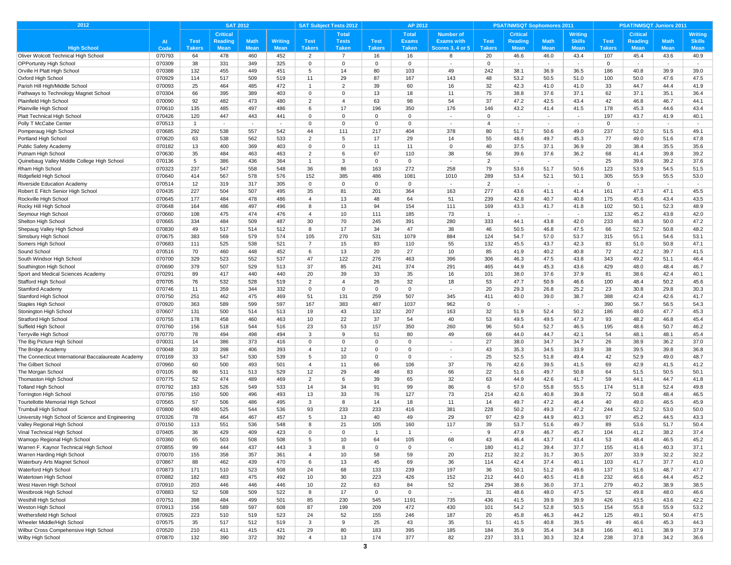| 2012 | | SAT 2012 | | | | SAT Subject Tests 2012 | | AP 2012 | | | PSAT/NMSQT Sophomores 2011 | | | | PSAT/NMSQT Juniors 2011 | | | |
|---|---|---|---|---|---|---|---|---|---|---|---|---|---|---|---|---|---|---|
| High School | AI Code | Test Takers | Critical Reading Mean | Math Mean | Writing Mean | Test Takers | Total Tests Taken | Test Takers | Total Exams Taken | Number of Exams with Scores 3, 4 or 5 | Test Takers | Critical Reading Mean | Math Mean | Writing Skills Mean | Test Takers | Critical Reading Mean | Math Mean | Writing Skills Mean |
| Oliver Wolcott Technical High School | 070793 | 64 | 478 | 460 | 452 | 2 | 7 | 16 | 16 | 8 | 20 | 46.6 | 46.0 | 43.4 | 107 | 45.4 | 43.6 | 40.9 |
| OPPortunity High School | 070309 | 38 | 331 | 349 | 325 | 0 | 0 | 0 | 0 | - | 0 | - | - | - | 0 | - | - | - |
| Orville H Platt High School | 070388 | 132 | 455 | 449 | 451 | 5 | 14 | 80 | 103 | 49 | 242 | 38.1 | 36.9 | 36.5 | 186 | 40.8 | 39.9 | 39.0 |
| Oxford High School | 070929 | 114 | 517 | 509 | 519 | 11 | 29 | 87 | 167 | 143 | 48 | 53.2 | 50.5 | 51.0 | 100 | 50.0 | 47.6 | 47.5 |
| Parish Hill High/Middle School | 070093 | 25 | 464 | 485 | 472 | 1 | 2 | 39 | 60 | 16 | 32 | 42.3 | 41.0 | 41.0 | 33 | 44.7 | 44.4 | 41.9 |
| Pathways to Technology Magnet School | 070304 | 66 | 395 | 389 | 403 | 0 | 0 | 13 | 18 | 11 | 75 | 38.8 | 37.6 | 37.1 | 62 | 37.1 | 35.1 | 36.4 |
| Plainfield High School | 070090 | 92 | 482 | 473 | 480 | 2 | 4 | 63 | 98 | 54 | 37 | 47.2 | 42.5 | 43.4 | 42 | 46.8 | 46.7 | 44.1 |
| Plainville High School | 070610 | 135 | 485 | 497 | 486 | 6 | 17 | 196 | 350 | 176 | 146 | 43.2 | 41.4 | 41.5 | 178 | 45.3 | 44.6 | 43.4 |
| Platt Technical High School | 070426 | 120 | 447 | 443 | 441 | 0 | 0 | 0 | 0 | - | 0 | - | - | - | 197 | 43.7 | 41.9 | 40.1 |
| Polly T McCabe Center | 070513 | 1 | - | - | - | 0 | 0 | 0 | 0 | - | 4 | - | - | - | 0 | - | - | - |
| Pomperaug High School | 070685 | 292 | 538 | 557 | 542 | 44 | 111 | 217 | 404 | 378 | 80 | 51.7 | 50.6 | 49.0 | 237 | 52.0 | 51.5 | 49.1 |
| Portland High School | 070620 | 63 | 538 | 562 | 533 | 2 | 5 | 17 | 29 | 14 | 55 | 48.6 | 49.7 | 45.3 | 77 | 49.0 | 51.6 | 47.8 |
| Public Safety Academy | 070182 | 13 | 400 | 369 | 403 | 0 | 0 | 11 | 11 | 0 | 40 | 37.5 | 37.1 | 36.9 | 20 | 38.4 | 35.5 | 35.6 |
| Putnam High School | 070630 | 35 | 484 | 463 | 463 | 2 | 6 | 67 | 110 | 38 | 56 | 39.6 | 37.6 | 36.2 | 68 | 41.4 | 39.8 | 39.2 |
| Quinebaug Valley Middle College High School | 070136 | 5 | 386 | 436 | 364 | 1 | 3 | 0 | 0 | - | 2 | - | - | - | 25 | 39.6 | 39.2 | 37.6 |
| Rham High School | 070323 | 237 | 547 | 558 | 548 | 36 | 86 | 163 | 272 | 258 | 79 | 53.6 | 51.7 | 50.6 | 123 | 53.9 | 54.5 | 51.5 |
| Ridgefield High School | 070640 | 414 | 567 | 578 | 576 | 152 | 385 | 486 | 1081 | 1010 | 289 | 53.4 | 52.1 | 50.1 | 305 | 55.9 | 55.5 | 53.0 |
| Riverside Education Academy | 070514 | 12 | 319 | 317 | 305 | 0 | 0 | 0 | 0 | - | 2 | - | - | - | 0 | - | - | - |
| Robert E Fitch Senior High School | 070435 | 227 | 504 | 507 | 495 | 35 | 81 | 201 | 364 | 163 | 277 | 43.6 | 41.1 | 41.4 | 161 | 47.3 | 47.1 | 45.5 |
| Rockville High School | 070645 | 177 | 484 | 478 | 486 | 4 | 13 | 48 | 64 | 51 | 239 | 42.8 | 40.7 | 40.8 | 175 | 45.6 | 43.4 | 43.5 |
| Rocky Hill High School | 070648 | 164 | 486 | 497 | 496 | 8 | 13 | 94 | 154 | 111 | 169 | 43.3 | 41.7 | 41.8 | 102 | 50.1 | 52.3 | 48.9 |
| Seymour High School | 070660 | 108 | 475 | 474 | 476 | 4 | 10 | 111 | 185 | 73 | 1 | - | - | - | 132 | 45.2 | 43.8 | 42.0 |
| Shelton High School | 070665 | 334 | 484 | 509 | 487 | 30 | 70 | 245 | 391 | 280 | 333 | 44.1 | 43.8 | 42.0 | 233 | 48.3 | 50.0 | 47.2 |
| Shepaug Valley High School | 070830 | 49 | 517 | 514 | 512 | 8 | 17 | 34 | 47 | 38 | 46 | 50.5 | 46.8 | 47.5 | 66 | 52.7 | 50.8 | 48.2 |
| Simsbury High School | 070675 | 383 | 569 | 579 | 574 | 105 | 270 | 531 | 1079 | 884 | 124 | 54.7 | 57.0 | 53.7 | 315 | 55.1 | 54.6 | 53.1 |
| Somers High School | 070683 | 111 | 525 | 538 | 521 | 7 | 15 | 83 | 110 | 55 | 132 | 45.5 | 43.7 | 42.3 | 83 | 51.0 | 50.8 | 47.1 |
| Sound School | 070516 | 70 | 460 | 448 | 452 | 6 | 13 | 20 | 27 | 10 | 85 | 41.9 | 40.2 | 40.8 | 72 | 42.2 | 39.7 | 41.5 |
| South Windsor High School | 070700 | 329 | 523 | 552 | 537 | 47 | 122 | 276 | 463 | 396 | 306 | 46.3 | 47.5 | 43.8 | 343 | 49.2 | 51.1 | 46.4 |
| Southington High School | 070690 | 379 | 507 | 529 | 513 | 37 | 85 | 241 | 374 | 291 | 465 | 44.9 | 45.3 | 43.6 | 429 | 48.0 | 48.4 | 46.7 |
| Sport and Medical Sciences Academy | 070291 | 89 | 417 | 440 | 440 | 20 | 39 | 33 | 35 | 16 | 101 | 38.0 | 37.6 | 37.9 | 81 | 38.6 | 42.4 | 40.1 |
| Stafford High School | 070705 | 76 | 532 | 528 | 519 | 2 | 4 | 26 | 32 | 18 | 53 | 47.7 | 50.9 | 46.6 | 100 | 48.4 | 50.2 | 45.6 |
| Stamford Academy | 070746 | 11 | 359 | 344 | 332 | 0 | 0 | 0 | 0 | - | 20 | 29.3 | 26.8 | 25.2 | 23 | 30.8 | 29.8 | 30.3 |
| Stamford High School | 070750 | 251 | 462 | 475 | 469 | 51 | 131 | 259 | 507 | 345 | 411 | 40.0 | 39.0 | 38.7 | 388 | 42.4 | 42.6 | 41.7 |
| Staples High School | 070920 | 363 | 589 | 599 | 597 | 167 | 383 | 487 | 1037 | 962 | 0 | - | - | - | 390 | 56.7 | 56.5 | 54.3 |
| Stonington High School | 070607 | 131 | 500 | 514 | 513 | 19 | 43 | 132 | 207 | 163 | 32 | 51.9 | 52.4 | 50.2 | 186 | 48.0 | 47.7 | 45.3 |
| Stratford High School | 070755 | 178 | 458 | 460 | 463 | 10 | 22 | 37 | 54 | 40 | 53 | 49.5 | 49.5 | 47.3 | 93 | 48.2 | 46.8 | 45.4 |
| Suffield High School | 070760 | 156 | 518 | 544 | 516 | 23 | 53 | 157 | 350 | 260 | 96 | 50.4 | 52.7 | 46.5 | 195 | 48.6 | 50.7 | 46.2 |
| Terryville High School | 070770 | 78 | 494 | 498 | 494 | 3 | 9 | 51 | 80 | 49 | 69 | 44.0 | 44.7 | 42.1 | 54 | 48.1 | 48.1 | 45.4 |
| The Big Picture High School | 070031 | 14 | 386 | 373 | 416 | 0 | 0 | 0 | 0 | - | 27 | 38.0 | 34.7 | 34.7 | 26 | 38.9 | 36.2 | 37.0 |
| The Bridge Academy | 070048 | 33 | 398 | 406 | 393 | 4 | 12 | 0 | 0 | - | 43 | 35.3 | 34.5 | 33.9 | 38 | 39.5 | 39.8 | 36.8 |
| The Connecticut International Baccalaureate Academy | 070169 | 33 | 547 | 530 | 539 | 5 | 10 | 0 | 0 | - | 25 | 52.5 | 51.8 | 49.4 | 42 | 52.9 | 49.0 | 48.7 |
| The Gilbert School | 070960 | 60 | 500 | 493 | 501 | 4 | 11 | 66 | 106 | 37 | 76 | 42.6 | 39.5 | 41.5 | 69 | 42.9 | 41.5 | 41.2 |
| The Morgan School | 070105 | 86 | 511 | 513 | 529 | 12 | 29 | 48 | 83 | 66 | 22 | 51.6 | 49.7 | 50.8 | 64 | 51.5 | 50.5 | 50.1 |
| Thomaston High School | 070775 | 52 | 474 | 489 | 469 | 2 | 6 | 39 | 65 | 32 | 63 | 44.9 | 42.6 | 41.7 | 59 | 44.1 | 44.7 | 41.8 |
| Tolland High School | 070792 | 183 | 526 | 549 | 533 | 14 | 34 | 91 | 99 | 86 | 6 | 57.0 | 55.8 | 55.5 | 174 | 51.8 | 52.4 | 49.8 |
| Torrington High School | 070795 | 150 | 500 | 496 | 493 | 13 | 33 | 76 | 127 | 73 | 214 | 42.6 | 40.8 | 39.8 | 72 | 50.8 | 48.4 | 46.5 |
| Tourtellotte Memorial High School | 070565 | 57 | 506 | 486 | 495 | 3 | 8 | 14 | 18 | 11 | 14 | 49.7 | 47.2 | 46.4 | 40 | 49.0 | 46.5 | 45.9 |
| Trumbull High School | 070800 | 490 | 525 | 544 | 536 | 93 | 233 | 233 | 416 | 381 | 228 | 50.2 | 49.3 | 47.2 | 244 | 52.2 | 53.0 | 50.0 |
| University High School of Science and Engineering | 070326 | 78 | 464 | 467 | 457 | 5 | 13 | 40 | 49 | 29 | 97 | 42.9 | 44.9 | 40.3 | 97 | 45.2 | 44.5 | 43.3 |
| Valley Regional High School | 070150 | 113 | 551 | 536 | 548 | 8 | 21 | 105 | 160 | 117 | 39 | 53.7 | 51.6 | 49.7 | 89 | 53.6 | 51.7 | 50.4 |
| Vinal Technical High School | 070405 | 36 | 429 | 409 | 423 | 0 | 0 | 1 | 1 | - | 9 | 47.9 | 46.7 | 45.7 | 104 | 41.2 | 38.2 | 37.4 |
| Wamogo Regional High School | 070360 | 65 | 503 | 508 | 508 | 5 | 10 | 64 | 105 | 68 | 43 | 46.4 | 43.7 | 43.4 | 53 | 48.4 | 46.5 | 45.2 |
| Warren F. Kaynor Technical High School | 070855 | 99 | 444 | 437 | 443 | 3 | 8 | 0 | 0 | - | 180 | 41.2 | 39.4 | 37.7 | 155 | 41.6 | 40.3 | 37.1 |
| Warren Harding High School | 070070 | 155 | 358 | 357 | 361 | 4 | 10 | 58 | 59 | 20 | 212 | 32.2 | 31.7 | 30.5 | 207 | 33.9 | 32.2 | 32.2 |
| Waterbury Arts Magnet School | 070867 | 88 | 462 | 439 | 470 | 6 | 13 | 45 | 69 | 36 | 114 | 42.4 | 37.4 | 40.1 | 103 | 41.7 | 37.7 | 41.0 |
| Waterford High School | 070873 | 171 | 510 | 523 | 508 | 24 | 68 | 133 | 239 | 197 | 36 | 50.1 | 51.2 | 49.6 | 137 | 51.6 | 48.7 | 47.7 |
| Watertown High School | 070882 | 182 | 483 | 475 | 492 | 10 | 30 | 223 | 426 | 152 | 212 | 44.0 | 40.5 | 41.8 | 232 | 46.6 | 44.4 | 45.2 |
| West Haven High School | 070910 | 203 | 446 | 446 | 446 | 10 | 22 | 63 | 84 | 52 | 294 | 38.6 | 36.0 | 37.1 | 279 | 40.2 | 38.9 | 38.5 |
| Westbrook High School | 070883 | 52 | 508 | 509 | 522 | 8 | 17 | 0 | 0 | - | 31 | 48.6 | 48.0 | 47.5 | 52 | 49.8 | 48.0 | 46.6 |
| Westhill High School | 070751 | 398 | 484 | 499 | 501 | 85 | 230 | 545 | 1191 | 735 | 436 | 41.5 | 39.9 | 39.9 | 426 | 43.5 | 43.6 | 42.2 |
| Weston High School | 070913 | 156 | 589 | 597 | 608 | 87 | 199 | 209 | 472 | 430 | 101 | 54.2 | 52.8 | 50.5 | 154 | 55.8 | 55.9 | 53.2 |
| Wethersfield High School | 070925 | 223 | 510 | 519 | 523 | 24 | 52 | 155 | 246 | 187 | 20 | 45.8 | 46.3 | 44.2 | 125 | 49.1 | 50.4 | 47.5 |
| Wheeler Middle/High School | 070575 | 35 | 517 | 512 | 519 | 3 | 9 | 25 | 43 | 35 | 51 | 41.5 | 40.8 | 39.5 | 49 | 46.6 | 45.3 | 44.3 |
| Wilbur Cross Comprehensive High School | 070520 | 210 | 411 | 415 | 421 | 29 | 80 | 183 | 395 | 185 | 184 | 35.9 | 35.4 | 34.8 | 166 | 40.1 | 38.9 | 37.9 |
| Wilby High School | 070870 | 132 | 390 | 372 | 392 | 4 | 13 | 174 | 377 | 82 | 237 | 33.1 | 30.3 | 32.4 | 238 | 37.8 | 34.2 | 36.6 |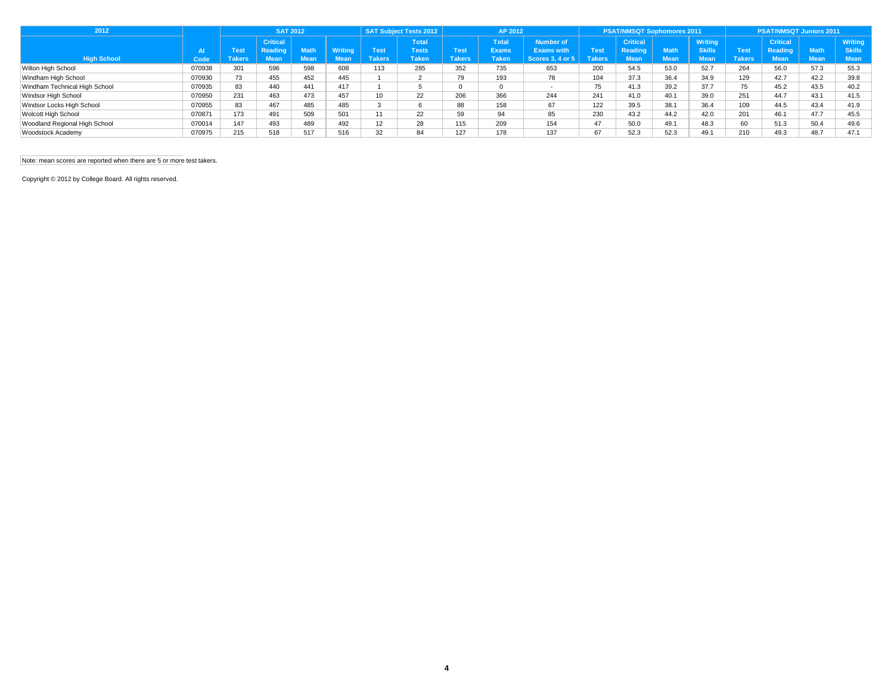| 2012 | | SAT 2012 | | | | SAT Subject Tests 2012 | | AP 2012 | | | PSAT/NMSQT Sophomores 2011 | | | | PSAT/NMSQT Juniors 2011 | | | |
|---|---|---|---|---|---|---|---|---|---|---|---|---|---|---|---|---|---|---|
| High School | AI Code | Test Takers | Critical Reading Mean | Math Mean | Writing Mean | Test Takers | Total Tests Taken | Test Takers | Total Exams Taken | Number of Exams with Scores 3, 4 or 5 | Test Takers | Critical Reading Mean | Math Mean | Writing Skills Mean | Test Takers | Critical Reading Mean | Math Mean | Writing Skills Mean |
| Wilton High School | 070938 | 301 | 596 | 598 | 608 | 113 | 285 | 352 | 735 | 653 | 200 | 54.5 | 53.0 | 52.7 | 264 | 56.0 | 57.3 | 55.3 |
| Windham High School | 070930 | 73 | 455 | 452 | 445 | 1 | 2 | 79 | 193 | 78 | 104 | 37.3 | 36.4 | 34.9 | 129 | 42.7 | 42.2 | 39.8 |
| Windham Technical High School | 070935 | 83 | 440 | 441 | 417 | 1 | 5 | 0 | 0 | - | 75 | 41.3 | 39.2 | 37.7 | 75 | 45.2 | 43.5 | 40.2 |
| Windsor High School | 070950 | 231 | 463 | 473 | 457 | 10 | 22 | 206 | 366 | 244 | 241 | 41.0 | 40.1 | 39.0 | 251 | 44.7 | 43.1 | 41.5 |
| Windsor Locks High School | 070955 | 83 | 467 | 485 | 485 | 3 | 6 | 88 | 158 | 67 | 122 | 39.5 | 38.1 | 36.4 | 109 | 44.5 | 43.4 | 41.9 |
| Wolcott High School | 070871 | 173 | 491 | 509 | 501 | 11 | 22 | 59 | 94 | 85 | 230 | 43.2 | 44.2 | 42.0 | 201 | 46.1 | 47.7 | 45.5 |
| Woodland Regional High School | 070014 | 147 | 493 | 489 | 492 | 12 | 28 | 115 | 209 | 154 | 47 | 50.0 | 49.1 | 48.3 | 60 | 51.3 | 50.4 | 49.6 |
| Woodstock Academy | 070975 | 215 | 518 | 517 | 516 | 32 | 84 | 127 | 178 | 137 | 67 | 52.3 | 52.3 | 49.1 | 210 | 49.3 | 48.7 | 47.1 |

Note: mean scores are reported when there are 5 or more test takers.

Copyright © 2012 by College Board. All rights reserved.